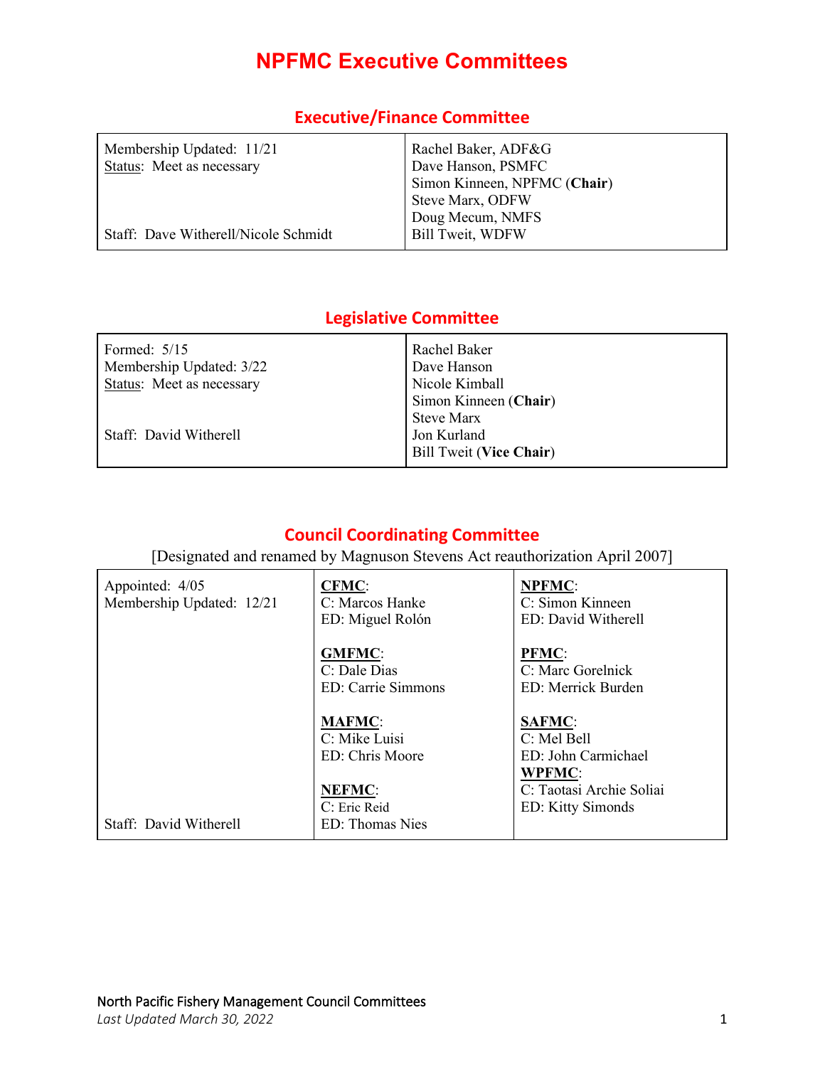# NPFMC Executive Committees

## Executive/Finance Committee

| | |
|---|---|
| Membership Updated: 11/21<br>Status: Meet as necessary<br><br><br><br>Staff: Dave Witherell/Nicole Schmidt | Rachel Baker, ADF&G<br>Dave Hanson, PSMFC<br>Simon Kinneen, NPFMC (**Chair**)<br>Steve Marx, ODFW<br>Doug Mecum, NMFS<br>Bill Tweit, WDFW |

## Legislative Committee

| | |
|---|---|
| Formed: 5/15<br>Membership Updated: 3/22<br>Status: Meet as necessary<br><br><br>Staff: David Witherell | Rachel Baker<br>Dave Hanson<br>Nicole Kimball<br>Simon Kinneen (**Chair**)<br>Steve Marx<br>Jon Kurland<br>Bill Tweit (**Vice Chair**) |

## Council Coordinating Committee

[Designated and renamed by Magnuson Stevens Act reauthorization April 2007]

| | | |
|---|---|---|
| Appointed: 4/05<br>Membership Updated: 12/21<br><br><br><br><br><br><br><br><br>Staff: David Witherell | **CFMC**:<br>C: Marcos Hanke<br>ED: Miguel Rolón<br><br>**GMFMC**:<br>C: Dale Dias<br>ED: Carrie Simmons<br><br>**MAFMC**:<br>C: Mike Luisi<br>ED: Chris Moore<br><br>**NEFMC**:<br>C: Eric Reid<br>ED: Thomas Nies | **NPFMC**:<br>C: Simon Kinneen<br>ED: David Witherell<br><br>**PFMC**:<br>C: Marc Gorelnick<br>ED: Merrick Burden<br><br>**SAFMC**:<br>C: Mel Bell<br>ED: John Carmichael<br>**WPFMC**:<br>C: Taotasi Archie Soliai<br>ED: Kitty Simonds |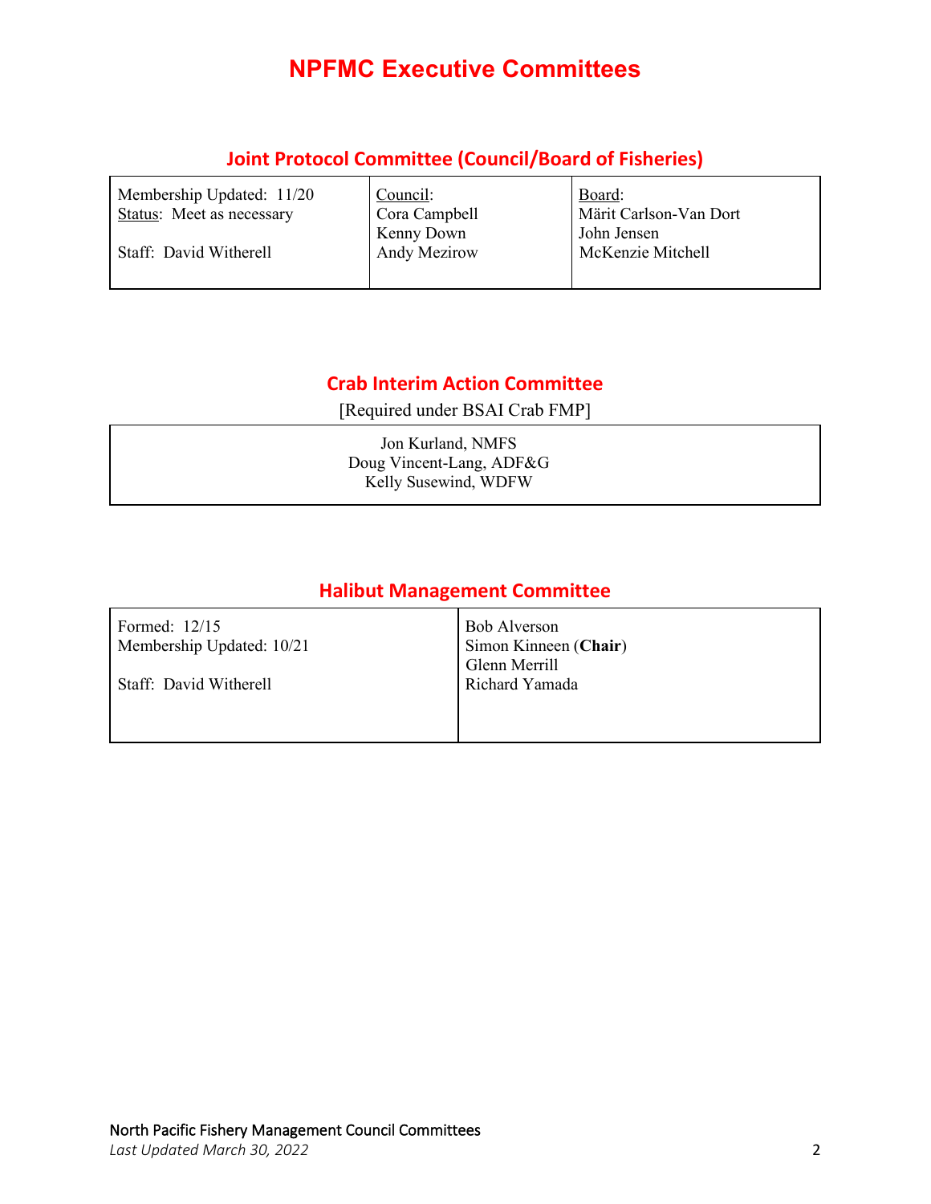# NPFMC Executive Committees

## Joint Protocol Committee (Council/Board of Fisheries)

| Membership Updated: 11/20<br>Status: Meet as necessary<br><br>Staff: David Witherell | Council:<br>Cora Campbell<br>Kenny Down<br>Andy Mezirow | Board:<br>Märit Carlson-Van Dort<br>John Jensen<br>McKenzie Mitchell |
|---|---|---|

## Crab Interim Action Committee

[Required under BSAI Crab FMP]

| Jon Kurland, NMFS<br>Doug Vincent-Lang, ADF&G<br>Kelly Susewind, WDFW |
|---|

## Halibut Management Committee

| Formed: 12/15<br>Membership Updated: 10/21<br><br>Staff: David Witherell | Bob Alverson<br>Simon Kinneen (**Chair**)<br>Glenn Merrill<br>Richard Yamada |
|---|---|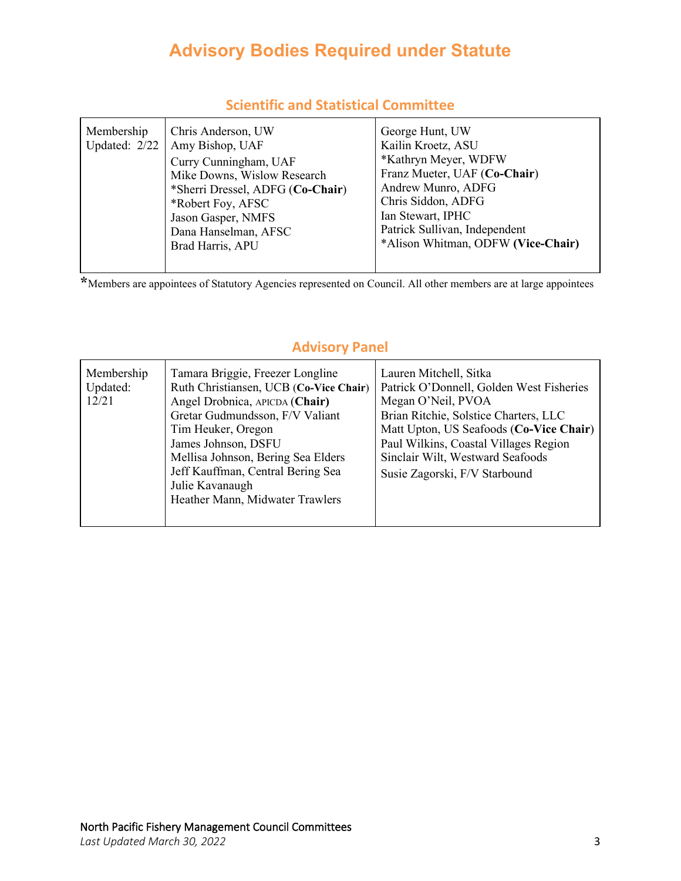# Advisory Bodies Required under Statute

## Scientific and Statistical Committee

| Membership Updated: 2/22 | Chris Anderson, UW<br>Amy Bishop, UAF<br>Curry Cunningham, UAF<br>Mike Downs, Wislow Research<br>*Sherri Dressel, ADFG (**Co-Chair**)<br>*Robert Foy, AFSC<br>Jason Gasper, NMFS<br>Dana Hanselman, AFSC<br>Brad Harris, APU | George Hunt, UW<br>Kailin Kroetz, ASU<br>*Kathryn Meyer, WDFW<br>Franz Mueter, UAF (**Co-Chair**)<br>Andrew Munro, ADFG<br>Chris Siddon, ADFG<br>Ian Stewart, IPHC<br>Patrick Sullivan, Independent<br>*Alison Whitman, ODFW **(Vice-Chair)** |
|---|---|---|

*Members are appointees of Statutory Agencies represented on Council. All other members are at large appointees

## Advisory Panel

| Membership Updated: 12/21 | Tamara Briggie, Freezer Longline<br>Ruth Christiansen, UCB (**Co-Vice Chair**)<br>Angel Drobnica, APICDA (**Chair)**<br>Gretar Gudmundsson, F/V Valiant<br>Tim Heuker, Oregon<br>James Johnson, DSFU<br>Mellisa Johnson, Bering Sea Elders<br>Jeff Kauffman, Central Bering Sea<br>Julie Kavanaugh<br>Heather Mann, Midwater Trawlers | Lauren Mitchell, Sitka<br>Patrick O'Donnell, Golden West Fisheries<br>Megan O'Neil, PVOA<br>Brian Ritchie, Solstice Charters, LLC<br>Matt Upton, US Seafoods (**Co-Vice Chair**)<br>Paul Wilkins, Coastal Villages Region<br>Sinclair Wilt, Westward Seafoods<br>Susie Zagorski, F/V Starbound |
|---|---|---|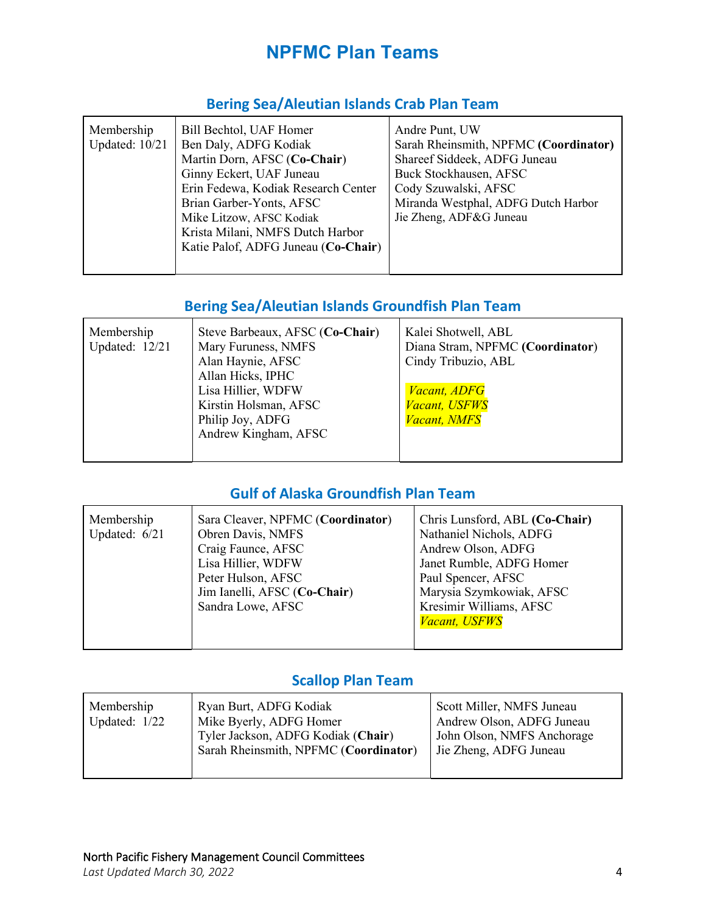# NPFMC Plan Teams

## Bering Sea/Aleutian Islands Crab Plan Team

| | | |
|---|---|---|
| Membership Updated: 10/21 | Bill Bechtol, UAF Homer<br>Ben Daly, ADFG Kodiak<br>Martin Dorn, AFSC (**Co-Chair**)<br>Ginny Eckert, UAF Juneau<br>Erin Fedewa, Kodiak Research Center<br>Brian Garber-Yonts, AFSC<br>Mike Litzow, AFSC Kodiak<br>Krista Milani, NMFS Dutch Harbor<br>Katie Palof, ADFG Juneau (**Co-Chair**) | Andre Punt, UW<br>Sarah Rheinsmith, NPFMC **(Coordinator)**<br>Shareef Siddeek, ADFG Juneau<br>Buck Stockhausen, AFSC<br>Cody Szuwalski, AFSC<br>Miranda Westphal, ADFG Dutch Harbor<br>Jie Zheng, ADF&G Juneau |

## Bering Sea/Aleutian Islands Groundfish Plan Team

| | | |
|---|---|---|
| Membership Updated: 12/21 | Steve Barbeaux, AFSC (**Co-Chair**)<br>Mary Furuness, NMFS<br>Alan Haynie, AFSC<br>Allan Hicks, IPHC<br>Lisa Hillier, WDFW<br>Kirstin Holsman, AFSC<br>Philip Joy, ADFG<br>Andrew Kingham, AFSC | Kalei Shotwell, ABL<br>Diana Stram, NPFMC **(Coordinator)**<br>Cindy Tribuzio, ABL<br><br>*Vacant, ADFG*<br>*Vacant, USFWS*<br>*Vacant, NMFS* |

## Gulf of Alaska Groundfish Plan Team

| | | |
|---|---|---|
| Membership Updated: 6/21 | Sara Cleaver, NPFMC (**Coordinator**)<br>Obren Davis, NMFS<br>Craig Faunce, AFSC<br>Lisa Hillier, WDFW<br>Peter Hulson, AFSC<br>Jim Ianelli, AFSC (**Co-Chair**)<br>Sandra Lowe, AFSC | Chris Lunsford, ABL **(Co-Chair)**<br>Nathaniel Nichols, ADFG<br>Andrew Olson, ADFG<br>Janet Rumble, ADFG Homer<br>Paul Spencer, AFSC<br>Marysia Szymkowiak, AFSC<br>Kresimir Williams, AFSC<br>*Vacant, USFWS* |

## Scallop Plan Team

| | | |
|---|---|---|
| Membership Updated: 1/22 | Ryan Burt, ADFG Kodiak<br>Mike Byerly, ADFG Homer<br>Tyler Jackson, ADFG Kodiak (**Chair**)<br>Sarah Rheinsmith, NPFMC (**Coordinator**) | Scott Miller, NMFS Juneau<br>Andrew Olson, ADFG Juneau<br>John Olson, NMFS Anchorage<br>Jie Zheng, ADFG Juneau |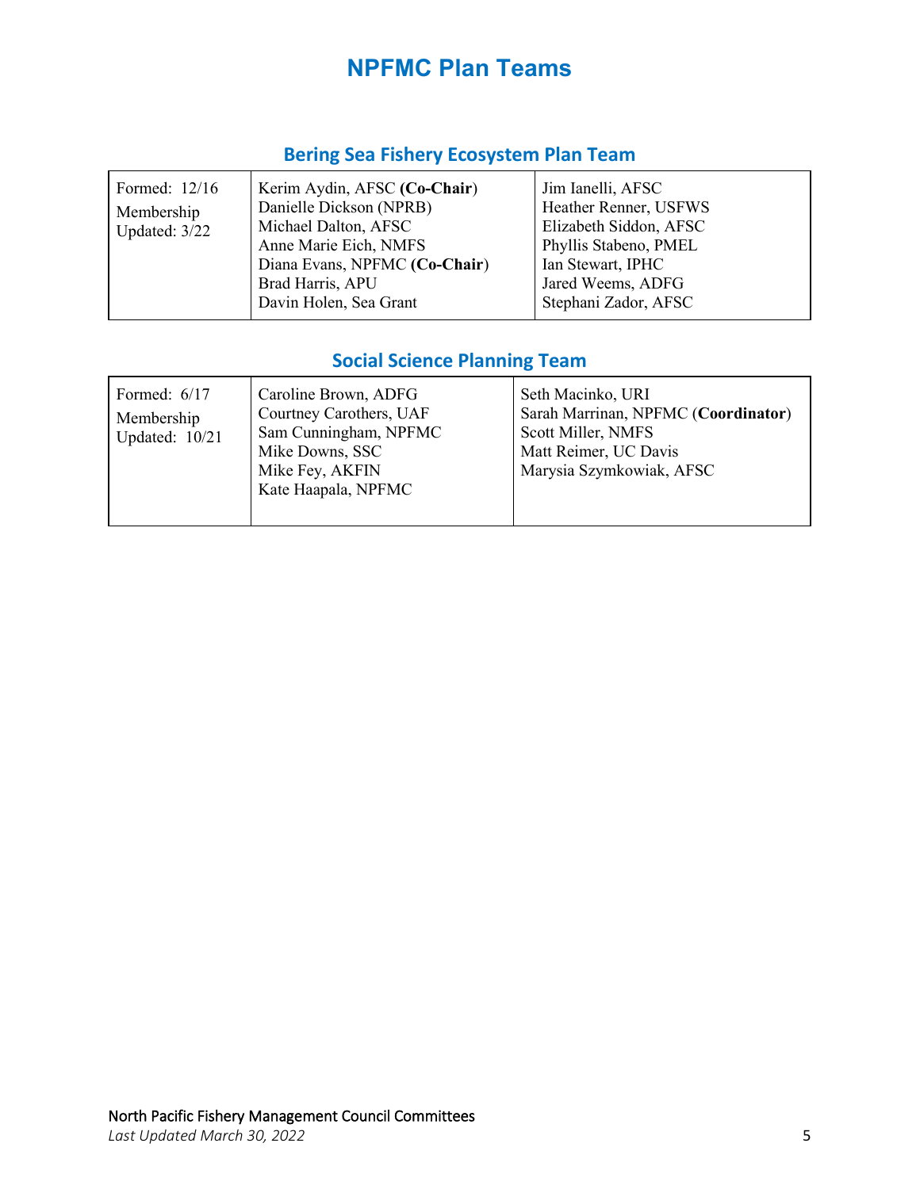# NPFMC Plan Teams

## Bering Sea Fishery Ecosystem Plan Team

| | | |
|---|---|---|
| Formed: 12/16<br>Membership Updated: 3/22 | Kerim Aydin, AFSC **(Co-Chair)**<br>Danielle Dickson (NPRB)<br>Michael Dalton, AFSC<br>Anne Marie Eich, NMFS<br>Diana Evans, NPFMC **(Co-Chair)**<br>Brad Harris, APU<br>Davin Holen, Sea Grant | Jim Ianelli, AFSC<br>Heather Renner, USFWS<br>Elizabeth Siddon, AFSC<br>Phyllis Stabeno, PMEL<br>Ian Stewart, IPHC<br>Jared Weems, ADFG<br>Stephani Zador, AFSC |

## Social Science Planning Team

| | | |
|---|---|---|
| Formed: 6/17<br>Membership Updated: 10/21 | Caroline Brown, ADFG<br>Courtney Carothers, UAF<br>Sam Cunningham, NPFMC<br>Mike Downs, SSC<br>Mike Fey, AKFIN<br>Kate Haapala, NPFMC | Seth Macinko, URI<br>Sarah Marrinan, NPFMC (**Coordinator**)<br>Scott Miller, NMFS<br>Matt Reimer, UC Davis<br>Marysia Szymkowiak, AFSC |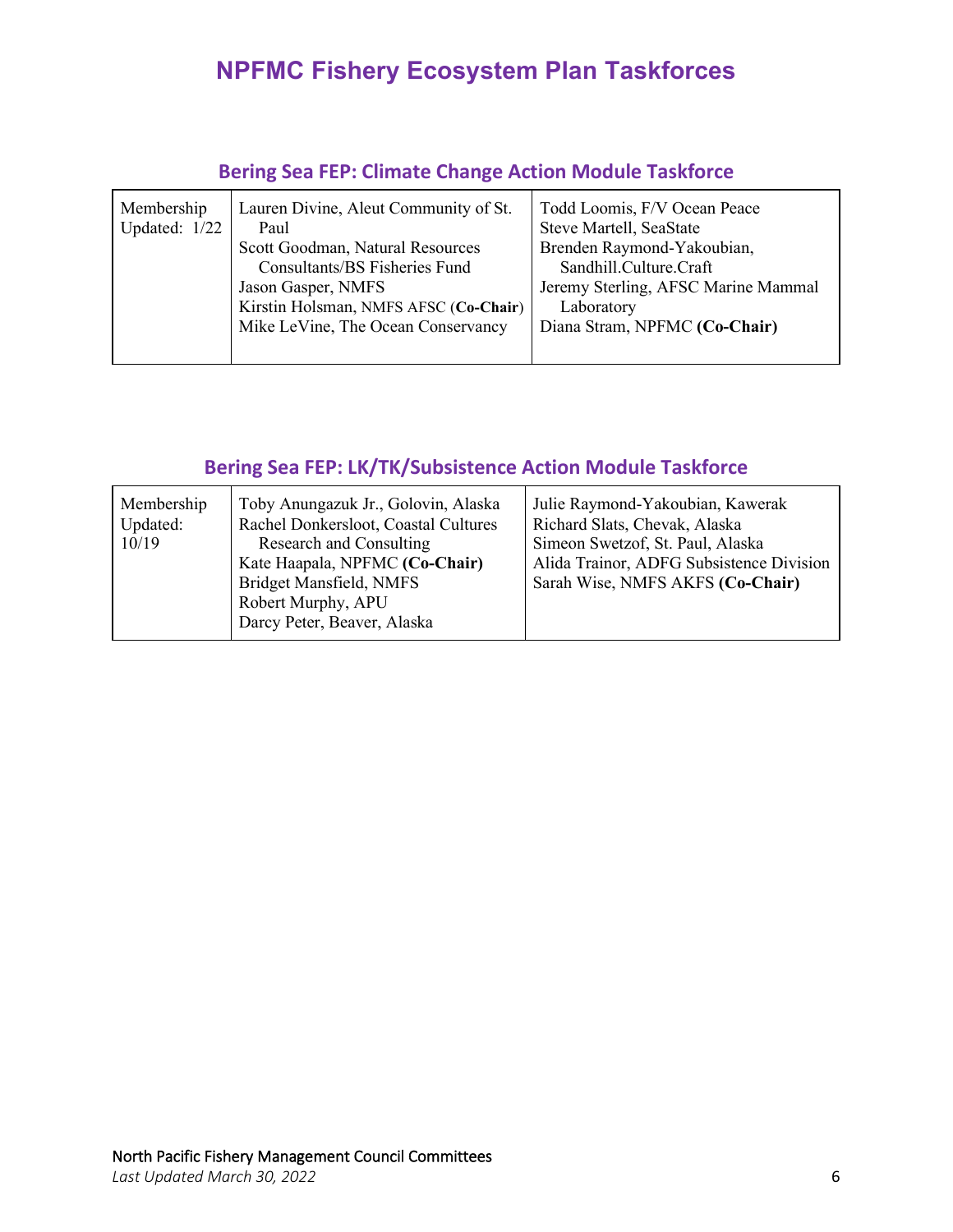# NPFMC Fishery Ecosystem Plan Taskforces

## Bering Sea FEP: Climate Change Action Module Taskforce

| | | |
|---|---|---|
| Membership Updated: 1/22 | Lauren Divine, Aleut Community of St. Paul<br>Scott Goodman, Natural Resources Consultants/BS Fisheries Fund<br>Jason Gasper, NMFS<br>Kirstin Holsman, NMFS AFSC (**Co-Chair**)<br>Mike LeVine, The Ocean Conservancy | Todd Loomis, F/V Ocean Peace<br>Steve Martell, SeaState<br>Brenden Raymond-Yakoubian, Sandhill.Culture.Craft<br>Jeremy Sterling, AFSC Marine Mammal Laboratory<br>Diana Stram, NPFMC **(Co-Chair)** |

## Bering Sea FEP: LK/TK/Subsistence Action Module Taskforce

| | | |
|---|---|---|
| Membership Updated: 10/19 | Toby Anungazuk Jr., Golovin, Alaska<br>Rachel Donkersloot, Coastal Cultures Research and Consulting<br>Kate Haapala, NPFMC **(Co-Chair)**<br>Bridget Mansfield, NMFS<br>Robert Murphy, APU<br>Darcy Peter, Beaver, Alaska | Julie Raymond-Yakoubian, Kawerak<br>Richard Slats, Chevak, Alaska<br>Simeon Swetzof, St. Paul, Alaska<br>Alida Trainor, ADFG Subsistence Division<br>Sarah Wise, NMFS AKFS **(Co-Chair)** |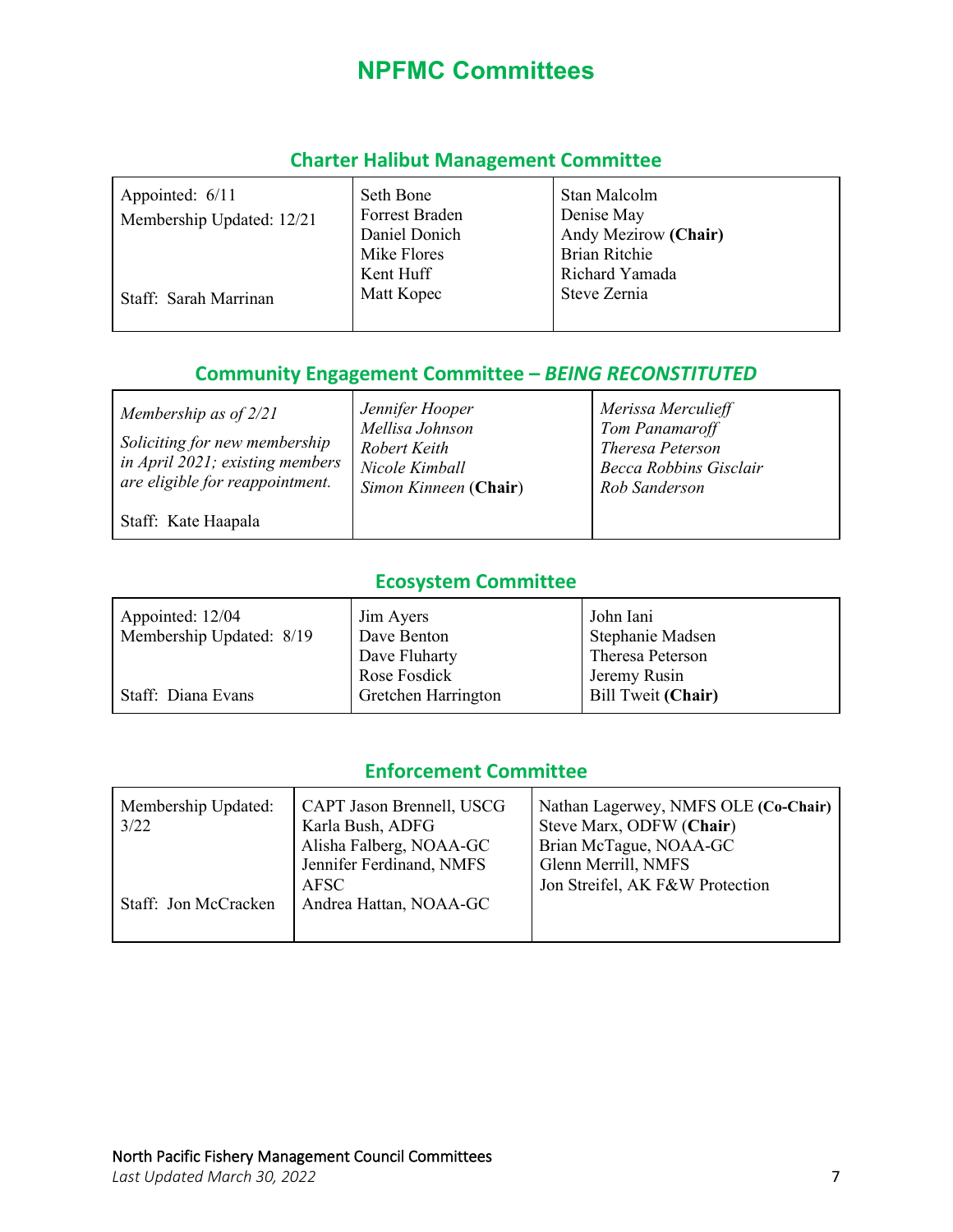# NPFMC Committees

## Charter Halibut Management Committee

| | | |
|---|---|---|
| Appointed: 6/11<br>Membership Updated: 12/21<br><br>Staff: Sarah Marrinan | Seth Bone<br>Forrest Braden<br>Daniel Donich<br>Mike Flores<br>Kent Huff<br>Matt Kopec | Stan Malcolm<br>Denise May<br>Andy Mezirow **(Chair)**<br>Brian Ritchie<br>Richard Yamada<br>Steve Zernia |

## Community Engagement Committee – *BEING RECONSTITUTED*

| | | |
|---|---|---|
| *Membership as of 2/21*<br>*Soliciting for new membership in April 2021; existing members are eligible for reappointment.*<br><br>Staff: Kate Haapala | *Jennifer Hooper*<br>*Mellisa Johnson*<br>*Robert Keith*<br>*Nicole Kimball*<br>*Simon Kinneen* (**Chair**) | *Merissa Merculieff*<br>*Tom Panamaroff*<br>*Theresa Peterson*<br>*Becca Robbins Gisclair*<br>*Rob Sanderson* |

## Ecosystem Committee

| | | |
|---|---|---|
| Appointed: 12/04<br>Membership Updated: 8/19<br><br>Staff: Diana Evans | Jim Ayers<br>Dave Benton<br>Dave Fluharty<br>Rose Fosdick<br>Gretchen Harrington | John Iani<br>Stephanie Madsen<br>Theresa Peterson<br>Jeremy Rusin<br>Bill Tweit **(Chair)** |

## Enforcement Committee

| | | |
|---|---|---|
| Membership Updated: 3/22<br><br>Staff: Jon McCracken | CAPT Jason Brennell, USCG<br>Karla Bush, ADFG<br>Alisha Falberg, NOAA-GC<br>Jennifer Ferdinand, NMFS AFSC<br>Andrea Hattan, NOAA-GC | Nathan Lagerwey, NMFS OLE **(Co-Chair)**<br>Steve Marx, ODFW (**Chair**)<br>Brian McTague, NOAA-GC<br>Glenn Merrill, NMFS<br>Jon Streifel, AK F&W Protection |

North Pacific Fishery Management Council Committees
*Last Updated March 30, 2022*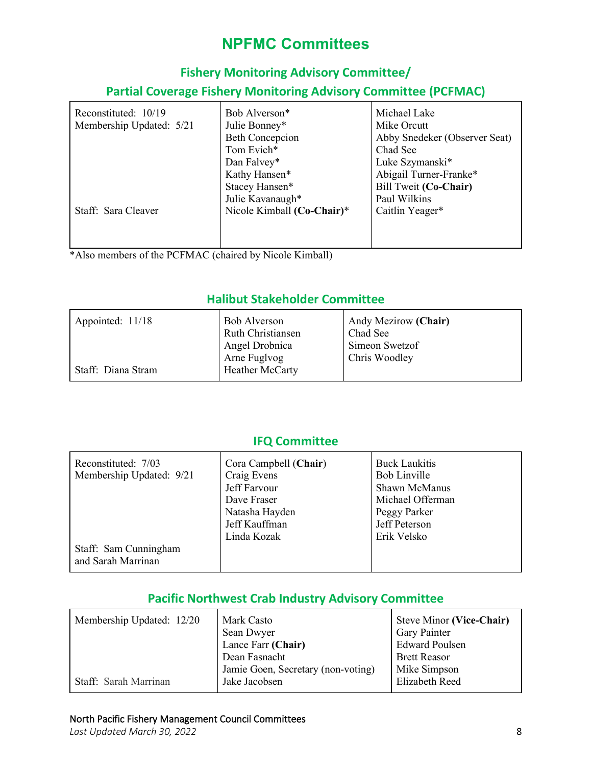# NPFMC Committees

## Fishery Monitoring Advisory Committee/
## Partial Coverage Fishery Monitoring Advisory Committee (PCFMAC)

| | | |
|---|---|---|
| Reconstituted: 10/19<br>Membership Updated: 5/21<br><br><br><br><br><br><br>Staff: Sara Cleaver | Bob Alverson*<br>Julie Bonney*<br>Beth Concepcion<br>Tom Evich*<br>Dan Falvey*<br>Kathy Hansen*<br>Stacey Hansen*<br>Julie Kavanaugh*<br>Nicole Kimball **(Co-Chair)***| Michael Lake<br>Mike Orcutt<br>Abby Snedeker (Observer Seat)<br>Chad See<br>Luke Szymanski*<br>Abigail Turner-Franke*<br>Bill Tweit **(Co-Chair)**<br>Paul Wilkins<br>Caitlin Yeager* |

*Also members of the PCFMAC (chaired by Nicole Kimball)

## Halibut Stakeholder Committee

| | | |
|---|---|---|
| Appointed: 11/18<br><br><br><br>Staff: Diana Stram | Bob Alverson<br>Ruth Christiansen<br>Angel Drobnica<br>Arne Fuglvog<br>Heather McCarty | Andy Mezirow **(Chair)**<br>Chad See<br>Simeon Swetzof<br>Chris Woodley |

## IFQ Committee

| | | |
|---|---|---|
| Reconstituted: 7/03<br>Membership Updated: 9/21<br><br><br><br><br><br>Staff: Sam Cunningham and Sarah Marrinan | Cora Campbell (**Chair**)<br>Craig Evens<br>Jeff Farvour<br>Dave Fraser<br>Natasha Hayden<br>Jeff Kauffman<br>Linda Kozak | Buck Laukitis<br>Bob Linville<br>Shawn McManus<br>Michael Offerman<br>Peggy Parker<br>Jeff Peterson<br>Erik Velsko |

## Pacific Northwest Crab Industry Advisory Committee

| | | |
|---|---|---|
| Membership Updated: 12/20<br><br><br><br><br>Staff: Sarah Marrinan | Mark Casto<br>Sean Dwyer<br>Lance Farr **(Chair)**<br>Dean Fasnacht<br>Jamie Goen, Secretary (non-voting)<br>Jake Jacobsen | Steve Minor **(Vice-Chair)**<br>Gary Painter<br>Edward Poulsen<br>Brett Reasor<br>Mike Simpson<br>Elizabeth Reed |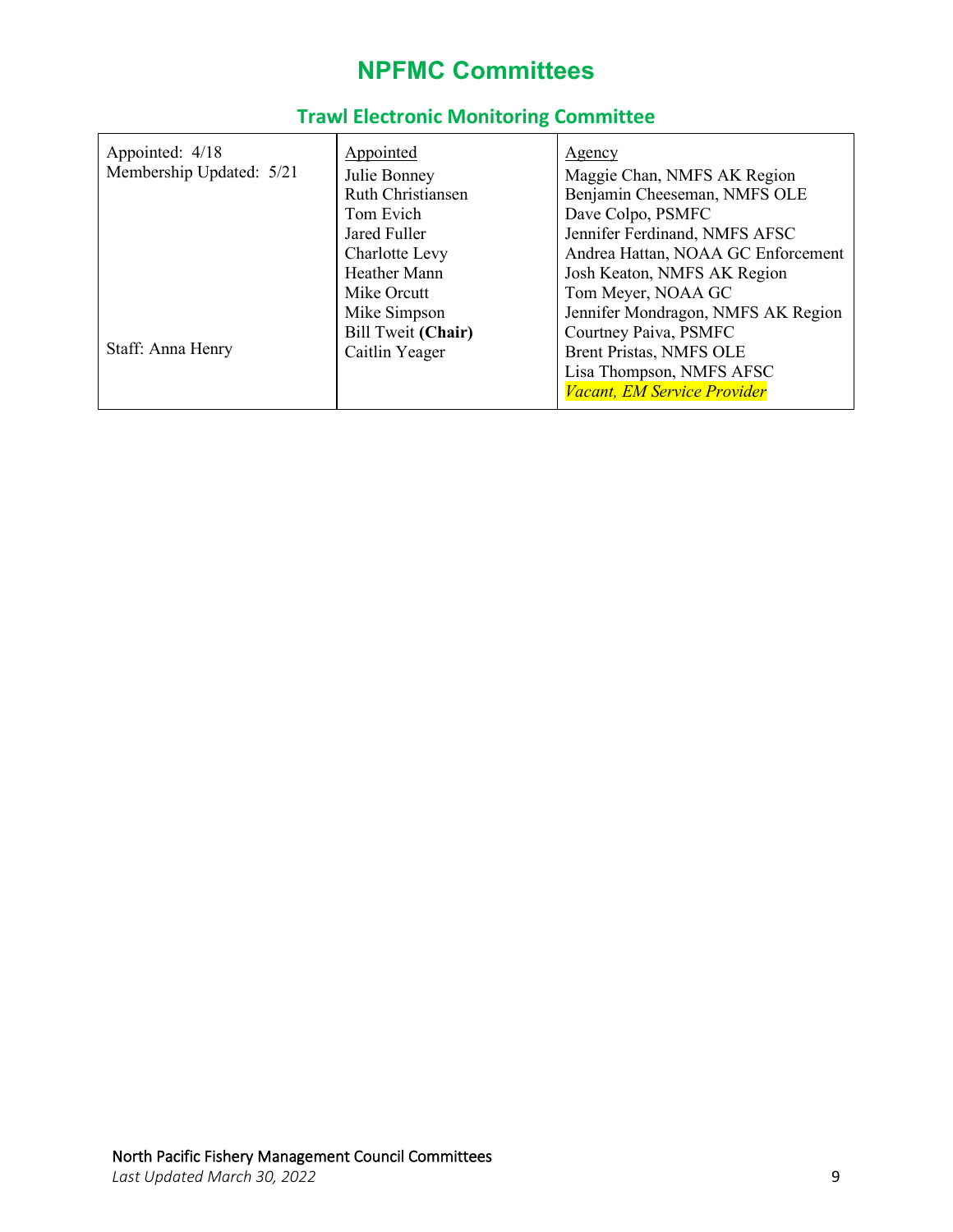# NPFMC Committees

## Trawl Electronic Monitoring Committee

| | | |
|---|---|---|
| Appointed: 4/18<br>Membership Updated: 5/21<br><br><br><br><br><br><br><br>Staff: Anna Henry | Appointed<br>Julie Bonney<br>Ruth Christiansen<br>Tom Evich<br>Jared Fuller<br>Charlotte Levy<br>Heather Mann<br>Mike Orcutt<br>Mike Simpson<br>Bill Tweit **(Chair)**<br>Caitlin Yeager | Agency<br>Maggie Chan, NMFS AK Region<br>Benjamin Cheeseman, NMFS OLE<br>Dave Colpo, PSMFC<br>Jennifer Ferdinand, NMFS AFSC<br>Andrea Hattan, NOAA GC Enforcement<br>Josh Keaton, NMFS AK Region<br>Tom Meyer, NOAA GC<br>Jennifer Mondragon, NMFS AK Region<br>Courtney Paiva, PSMFC<br>Brent Pristas, NMFS OLE<br>Lisa Thompson, NMFS AFSC<br>*Vacant, EM Service Provider* |

North Pacific Fishery Management Council Committees
*Last Updated March 30, 2022*